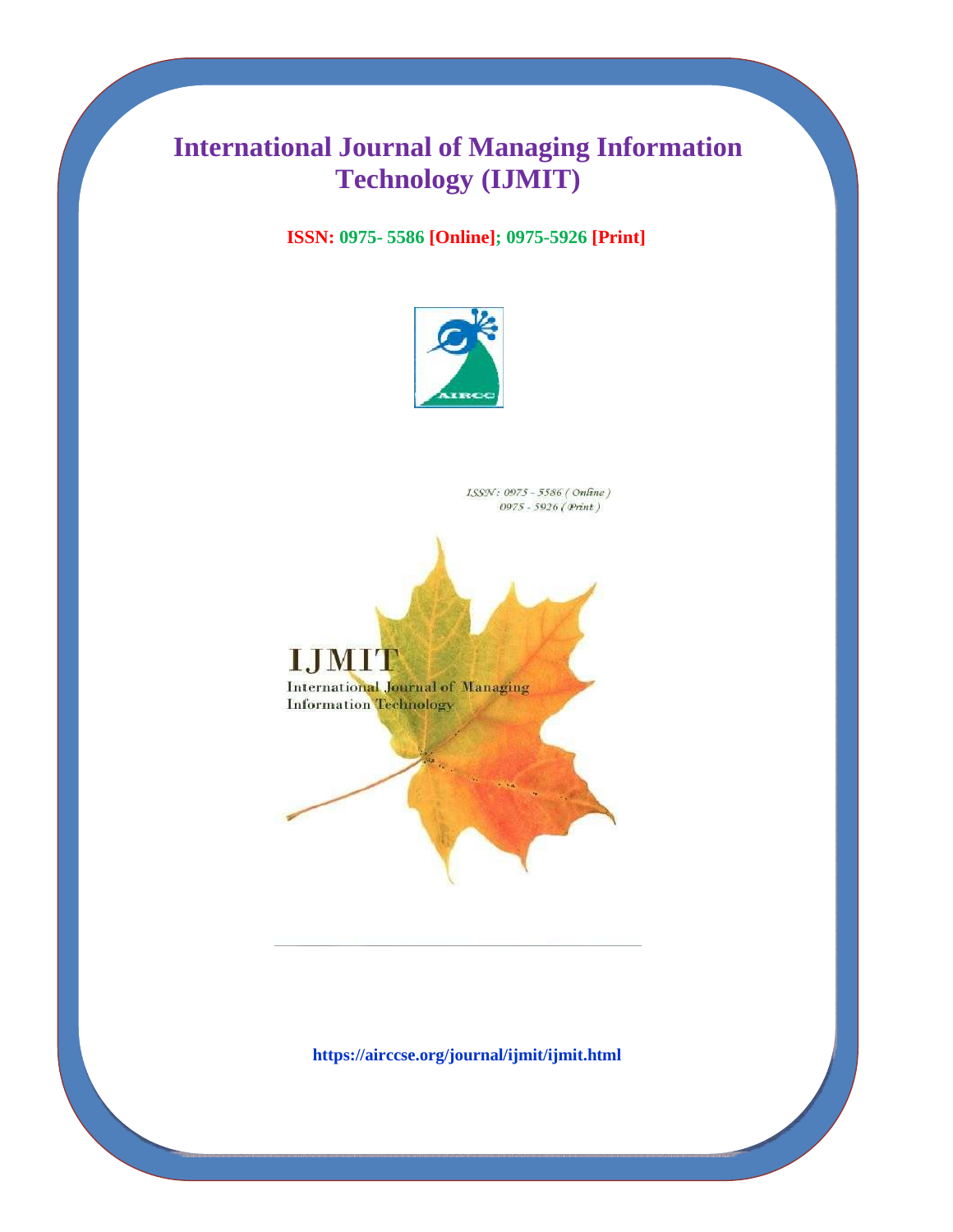# International Journal of Managing Information Technology (IJMIT)

**ISSN: 0975- 5586 [Online]; 0975-5926 [Print]**

*ISSN: 0975 - 5586 ( Online )*
*0975 - 5926 ( Print )*

**IJMIT**

**International Journal of Managing Information Technology**

**https://airccse.org/journal/ijmit/ijmit.html**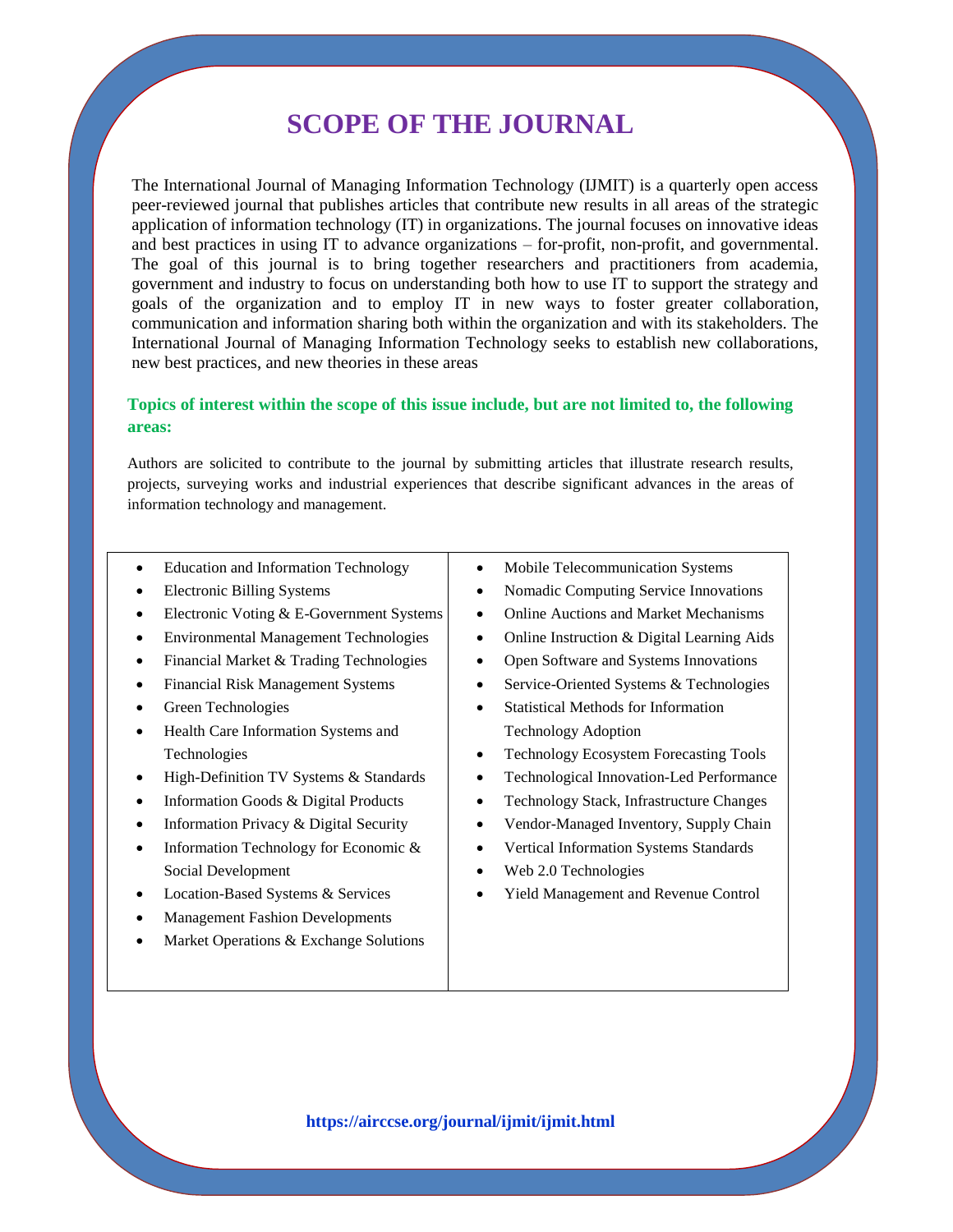# SCOPE OF THE JOURNAL

The International Journal of Managing Information Technology (IJMIT) is a quarterly open access peer-reviewed journal that publishes articles that contribute new results in all areas of the strategic application of information technology (IT) in organizations. The journal focuses on innovative ideas and best practices in using IT to advance organizations – for-profit, non-profit, and governmental. The goal of this journal is to bring together researchers and practitioners from academia, government and industry to focus on understanding both how to use IT to support the strategy and goals of the organization and to employ IT in new ways to foster greater collaboration, communication and information sharing both within the organization and with its stakeholders. The International Journal of Managing Information Technology seeks to establish new collaborations, new best practices, and new theories in these areas

### Topics of interest within the scope of this issue include, but are not limited to, the following areas:

Authors are solicited to contribute to the journal by submitting articles that illustrate research results, projects, surveying works and industrial experiences that describe significant advances in the areas of information technology and management.

- Education and Information Technology
- Electronic Billing Systems
- Electronic Voting & E-Government Systems
- Environmental Management Technologies
- Financial Market & Trading Technologies
- Financial Risk Management Systems
- Green Technologies
- Health Care Information Systems and Technologies
- High-Definition TV Systems & Standards
- Information Goods & Digital Products
- Information Privacy & Digital Security
- Information Technology for Economic & Social Development
- Location-Based Systems & Services
- Management Fashion Developments
- Market Operations & Exchange Solutions
- Mobile Telecommunication Systems
- Nomadic Computing Service Innovations
- Online Auctions and Market Mechanisms
- Online Instruction & Digital Learning Aids
- Open Software and Systems Innovations
- Service-Oriented Systems & Technologies
- Statistical Methods for Information Technology Adoption
- Technology Ecosystem Forecasting Tools
- Technological Innovation-Led Performance
- Technology Stack, Infrastructure Changes
- Vendor-Managed Inventory, Supply Chain
- Vertical Information Systems Standards
- Web 2.0 Technologies
- Yield Management and Revenue Control

**https://airccse.org/journal/ijmit/ijmit.html**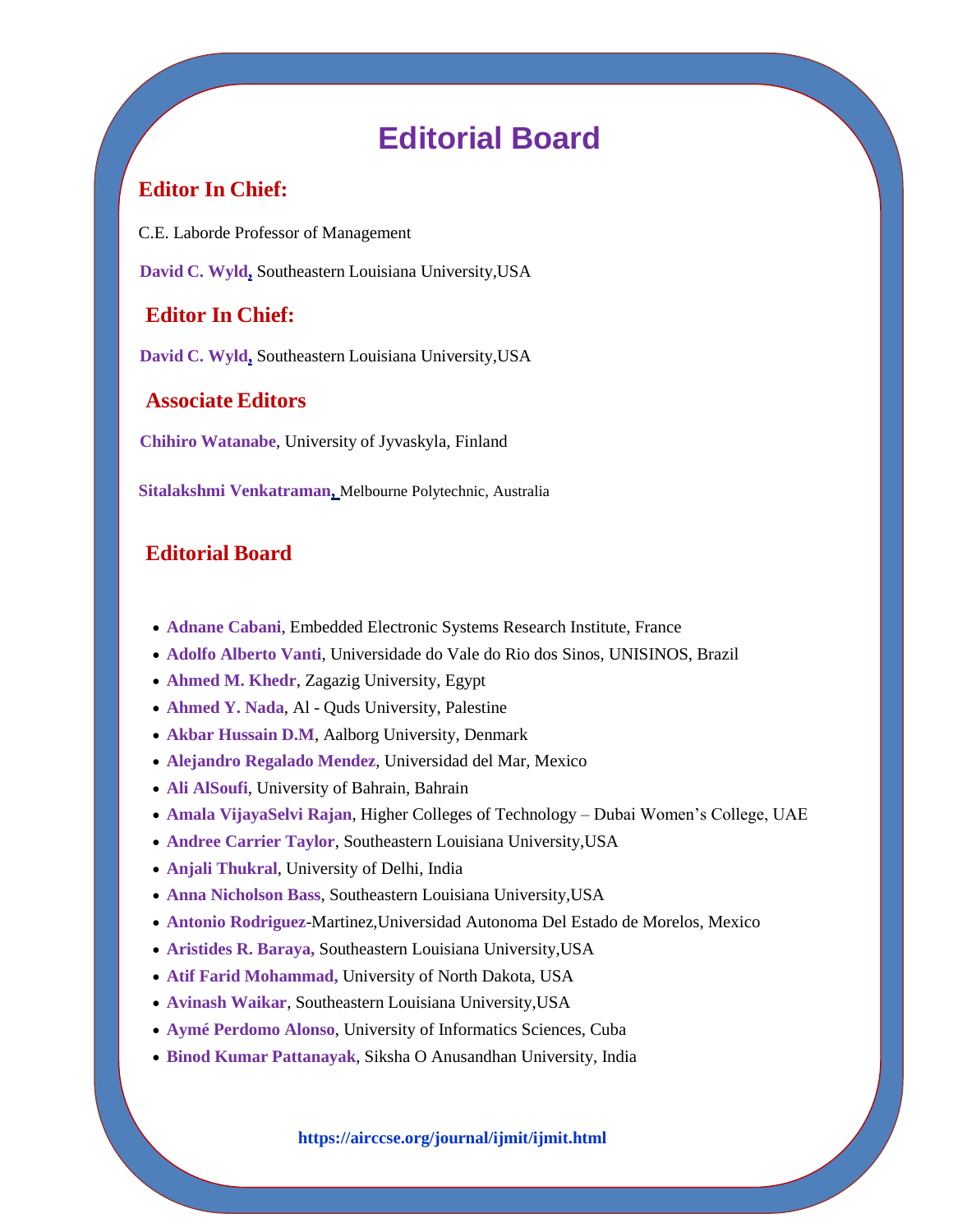# Editorial Board

## Editor In Chief:

C.E. Laborde Professor of Management

**David C. Wyld,** Southeastern Louisiana University,USA

## Editor In Chief:

**David C. Wyld,** Southeastern Louisiana University,USA

## Associate Editors

**Chihiro Watanabe**, University of Jyvaskyla, Finland

**Sitalakshmi Venkatraman,** Melbourne Polytechnic, Australia

## Editorial Board

- **Adnane Cabani**, Embedded Electronic Systems Research Institute, France
- **Adolfo Alberto Vanti**, Universidade do Vale do Rio dos Sinos, UNISINOS, Brazil
- **Ahmed M. Khedr**, Zagazig University, Egypt
- **Ahmed Y. Nada**, Al - Quds University, Palestine
- **Akbar Hussain D.M**, Aalborg University, Denmark
- **Alejandro Regalado Mendez**, Universidad del Mar, Mexico
- **Ali AlSoufi**, University of Bahrain, Bahrain
- **Amala VijayaSelvi Rajan**, Higher Colleges of Technology – Dubai Women's College, UAE
- **Andree Carrier Taylor**, Southeastern Louisiana University,USA
- **Anjali Thukral**, University of Delhi, India
- **Anna Nicholson Bass**, Southeastern Louisiana University,USA
- **Antonio Rodriguez**-Martinez,Universidad Autonoma Del Estado de Morelos, Mexico
- **Aristides R. Baraya,** Southeastern Louisiana University,USA
- **Atif Farid Mohammad,** University of North Dakota, USA
- **Avinash Waikar**, Southeastern Louisiana University,USA
- **Aymé Perdomo Alonso**, University of Informatics Sciences, Cuba
- **Binod Kumar Pattanayak**, Siksha O Anusandhan University, India

https://airccse.org/journal/ijmit/ijmit.html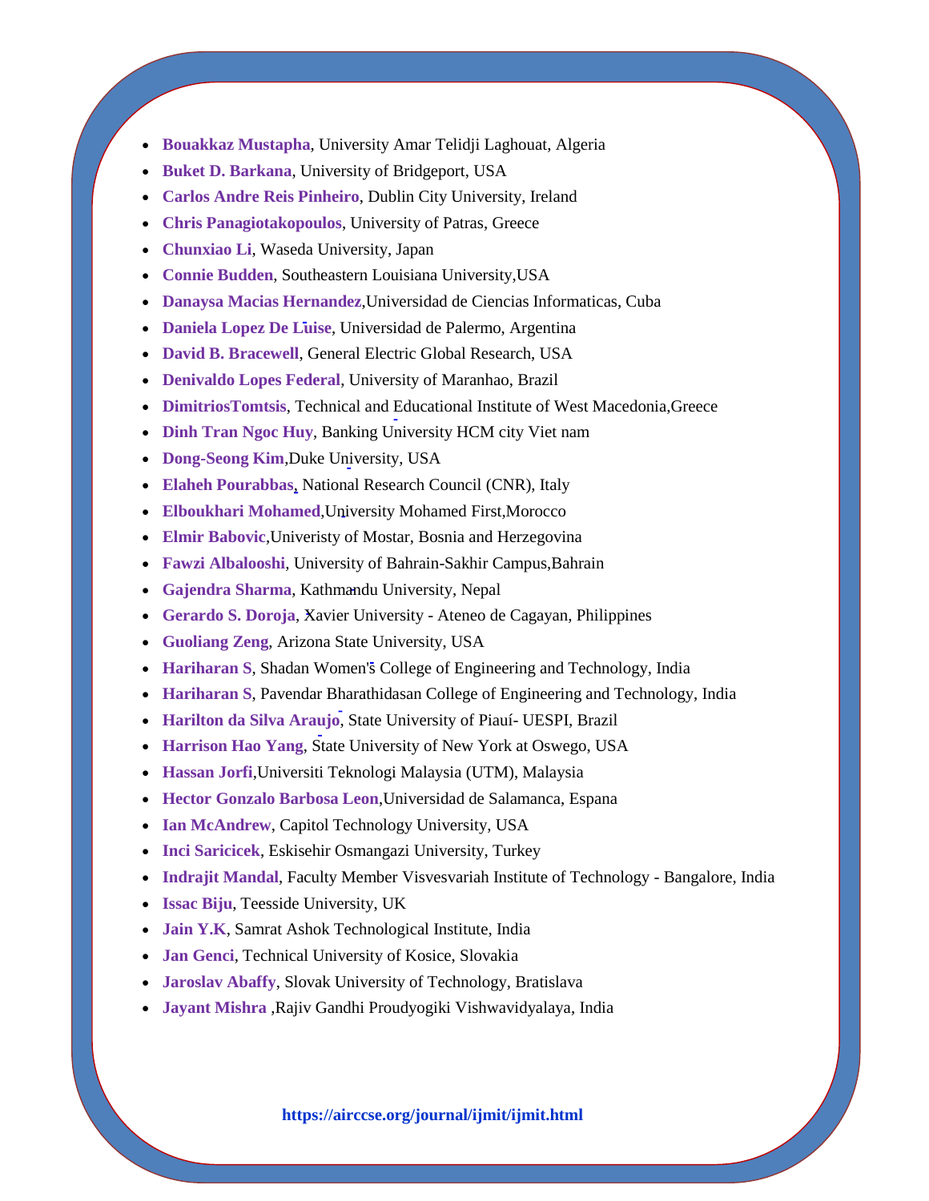- **Bouakkaz Mustapha**, University Amar Telidji Laghouat, Algeria
- **Buket D. Barkana**, University of Bridgeport, USA
- **Carlos Andre Reis Pinheiro**, Dublin City University, Ireland
- **Chris Panagiotakopoulos**, University of Patras, Greece
- **Chunxiao Li**, Waseda University, Japan
- **Connie Budden**, Southeastern Louisiana University,USA
- **Danaysa Macias Hernandez**,Universidad de Ciencias Informaticas, Cuba
- **Daniela Lopez De Luise**, Universidad de Palermo, Argentina
- **David B. Bracewell**, General Electric Global Research, USA
- **Denivaldo Lopes Federal**, University of Maranhao, Brazil
- **DimitriosTomtsis**, Technical and Educational Institute of West Macedonia,Greece
- **Dinh Tran Ngoc Huy**, Banking University HCM city Viet nam
- **Dong-Seong Kim**,Duke University, USA
- **Elaheh Pourabbas**, National Research Council (CNR), Italy
- **Elboukhari Mohamed**,University Mohamed First,Morocco
- **Elmir Babovic**,Univeristy of Mostar, Bosnia and Herzegovina
- **Fawzi Albalooshi**, University of Bahrain-Sakhir Campus,Bahrain
- **Gajendra Sharma**, Kathmandu University, Nepal
- **Gerardo S. Doroja**, Xavier University - Ateneo de Cagayan, Philippines
- **Guoliang Zeng**, Arizona State University, USA
- **Hariharan S**, Shadan Women's College of Engineering and Technology, India
- **Hariharan S**, Pavendar Bharathidasan College of Engineering and Technology, India
- **Harilton da Silva Araujo**, State University of Piauí- UESPI, Brazil
- **Harrison Hao Yang**, State University of New York at Oswego, USA
- **Hassan Jorfi**,Universiti Teknologi Malaysia (UTM), Malaysia
- **Hector Gonzalo Barbosa Leon**,Universidad de Salamanca, Espana
- **Ian McAndrew**, Capitol Technology University, USA
- **Inci Saricicek**, Eskisehir Osmangazi University, Turkey
- **Indrajit Mandal**, Faculty Member Visvesvariah Institute of Technology - Bangalore, India
- **Issac Biju**, Teesside University, UK
- **Jain Y.K**, Samrat Ashok Technological Institute, India
- **Jan Genci**, Technical University of Kosice, Slovakia
- **Jaroslav Abaffy**, Slovak University of Technology, Bratislava
- **Jayant Mishra** ,Rajiv Gandhi Proudyogiki Vishwavidyalaya, India

**https://airccse.org/journal/ijmit/ijmit.html**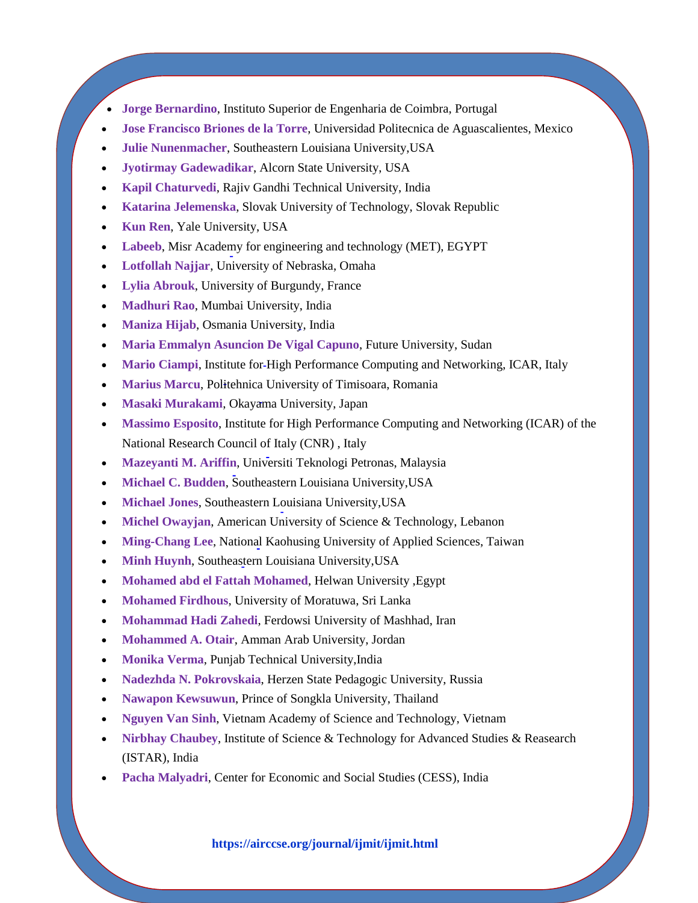- **Jorge Bernardino**, Instituto Superior de Engenharia de Coimbra, Portugal
- **Jose Francisco Briones de la Torre**, Universidad Politecnica de Aguascalientes, Mexico
- **Julie Nunenmacher**, Southeastern Louisiana University,USA
- **Jyotirmay Gadewadikar**, Alcorn State University, USA
- **Kapil Chaturvedi**, Rajiv Gandhi Technical University, India
- **Katarina Jelemenska**, Slovak University of Technology, Slovak Republic
- **Kun Ren**, Yale University, USA
- **Labeeb**, Misr Academy for engineering and technology (MET), EGYPT
- **Lotfollah Najjar**, University of Nebraska, Omaha
- **Lylia Abrouk**, University of Burgundy, France
- **Madhuri Rao**, Mumbai University, India
- **Maniza Hijab**, Osmania University, India
- **Maria Emmalyn Asuncion De Vigal Capuno**, Future University, Sudan
- **Mario Ciampi**, Institute for High Performance Computing and Networking, ICAR, Italy
- **Marius Marcu**, Politehnica University of Timisoara, Romania
- **Masaki Murakami**, Okayama University, Japan
- **Massimo Esposito**, Institute for High Performance Computing and Networking (ICAR) of the National Research Council of Italy (CNR) , Italy
- **Mazeyanti M. Ariffin**, Universiti Teknologi Petronas, Malaysia
- **Michael C. Budden**, Southeastern Louisiana University,USA
- **Michael Jones**, Southeastern Louisiana University,USA
- **Michel Owayjan**, American University of Science & Technology, Lebanon
- **Ming-Chang Lee**, National Kaohusing University of Applied Sciences, Taiwan
- **Minh Huynh**, Southeastern Louisiana University,USA
- **Mohamed abd el Fattah Mohamed**, Helwan University ,Egypt
- **Mohamed Firdhous**, University of Moratuwa, Sri Lanka
- **Mohammad Hadi Zahedi**, Ferdowsi University of Mashhad, Iran
- **Mohammed A. Otair**, Amman Arab University, Jordan
- **Monika Verma**, Punjab Technical University,India
- **Nadezhda N. Pokrovskaia**, Herzen State Pedagogic University, Russia
- **Nawapon Kewsuwun**, Prince of Songkla University, Thailand
- **Nguyen Van Sinh**, Vietnam Academy of Science and Technology, Vietnam
- **Nirbhay Chaubey**, Institute of Science & Technology for Advanced Studies & Reasearch (ISTAR), India
- **Pacha Malyadri**, Center for Economic and Social Studies (CESS), India

**https://airccse.org/journal/ijmit/ijmit.html**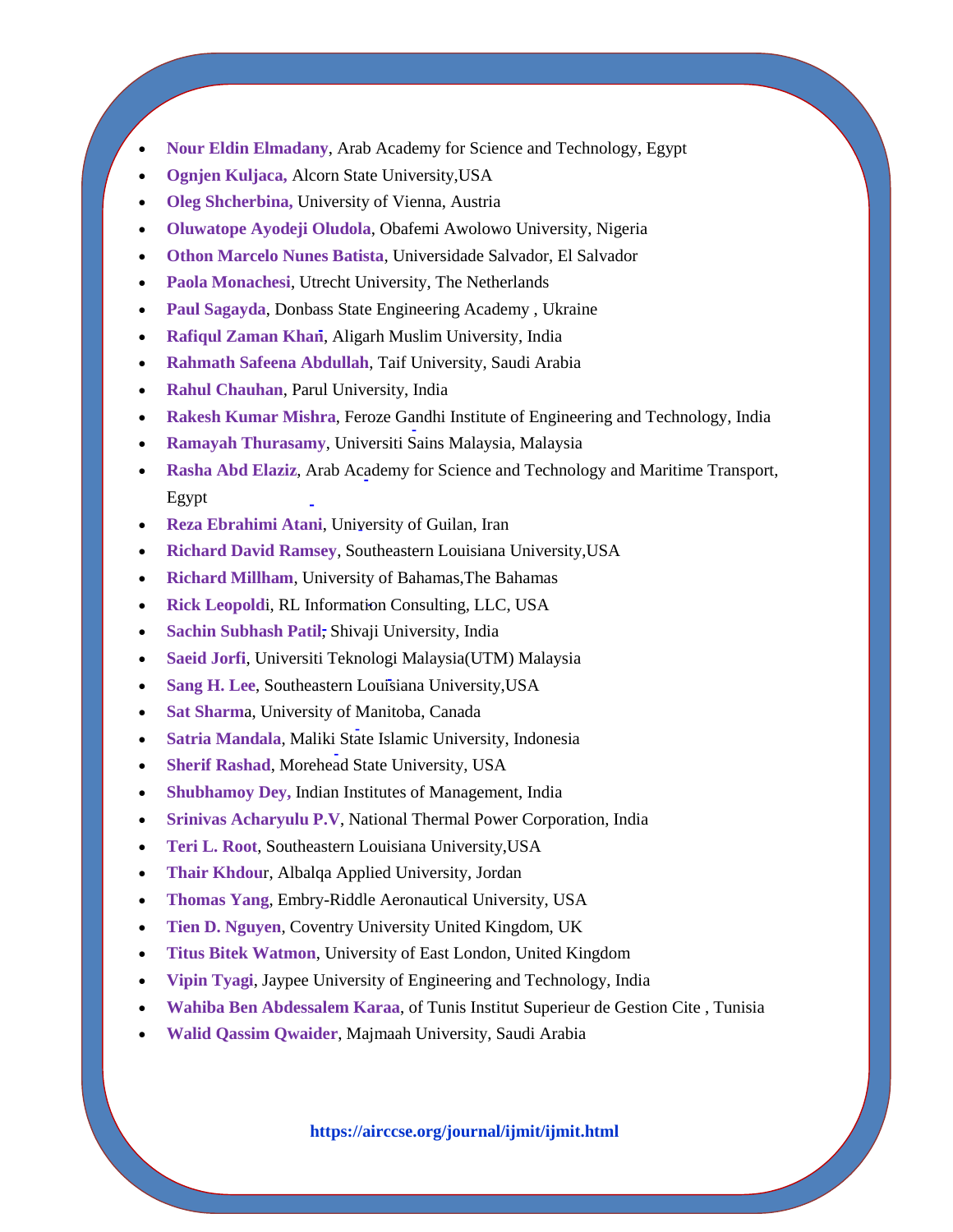- **Nour Eldin Elmadany**, Arab Academy for Science and Technology, Egypt
- **Ognjen Kuljaca,** Alcorn State University,USA
- **Oleg Shcherbina,** University of Vienna, Austria
- **Oluwatope Ayodeji Oludola**, Obafemi Awolowo University, Nigeria
- **Othon Marcelo Nunes Batista**, Universidade Salvador, El Salvador
- **Paola Monachesi**, Utrecht University, The Netherlands
- **Paul Sagayda**, Donbass State Engineering Academy , Ukraine
- **Rafiqul Zaman Khan**, Aligarh Muslim University, India
- **Rahmath Safeena Abdullah**, Taif University, Saudi Arabia
- **Rahul Chauhan**, Parul University, India
- **Rakesh Kumar Mishra**, Feroze Gandhi Institute of Engineering and Technology, India
- **Ramayah Thurasamy**, Universiti Sains Malaysia, Malaysia
- **Rasha Abd Elaziz**, Arab Academy for Science and Technology and Maritime Transport, Egypt
- **Reza Ebrahimi Atani**, University of Guilan, Iran
- **Richard David Ramsey**, Southeastern Louisiana University,USA
- **Richard Millham**, University of Bahamas,The Bahamas
- **Rick Leopoldi**, RL Information Consulting, LLC, USA
- **Sachin Subhash Patil**, Shivaji University, India
- **Saeid Jorfi**, Universiti Teknologi Malaysia(UTM) Malaysia
- **Sang H. Lee**, Southeastern Louisiana University,USA
- **Sat Sharma**, University of Manitoba, Canada
- **Satria Mandala**, Maliki State Islamic University, Indonesia
- **Sherif Rashad**, Morehead State University, USA
- **Shubhamoy Dey,** Indian Institutes of Management, India
- **Srinivas Acharyulu P.V**, National Thermal Power Corporation, India
- **Teri L. Root**, Southeastern Louisiana University,USA
- **Thair Khdour**, Albalqa Applied University, Jordan
- **Thomas Yang**, Embry-Riddle Aeronautical University, USA
- **Tien D. Nguyen**, Coventry University United Kingdom, UK
- **Titus Bitek Watmon**, University of East London, United Kingdom
- **Vipin Tyagi**, Jaypee University of Engineering and Technology, India
- **Wahiba Ben Abdessalem Karaa**, of Tunis Institut Superieur de Gestion Cite , Tunisia
- **Walid Qassim Qwaider**, Majmaah University, Saudi Arabia

**https://airccse.org/journal/ijmit/ijmit.html**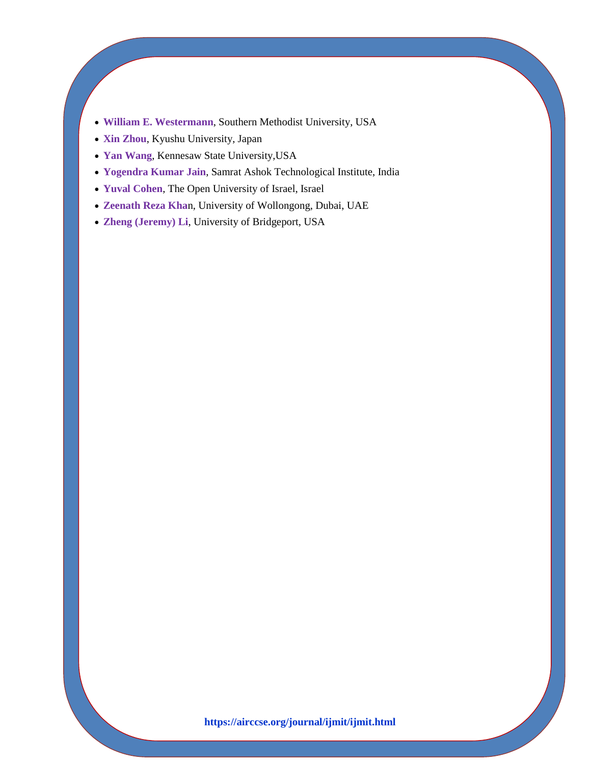- **William E. Westermann**, Southern Methodist University, USA
- **Xin Zhou**, Kyushu University, Japan
- **Yan Wang**, Kennesaw State University,USA
- **Yogendra Kumar Jain**, Samrat Ashok Technological Institute, India
- **Yuval Cohen**, The Open University of Israel, Israel
- **Zeenath Reza Khan**, University of Wollongong, Dubai, UAE
- **Zheng (Jeremy) Li**, University of Bridgeport, USA

**https://airccse.org/journal/ijmit/ijmit.html**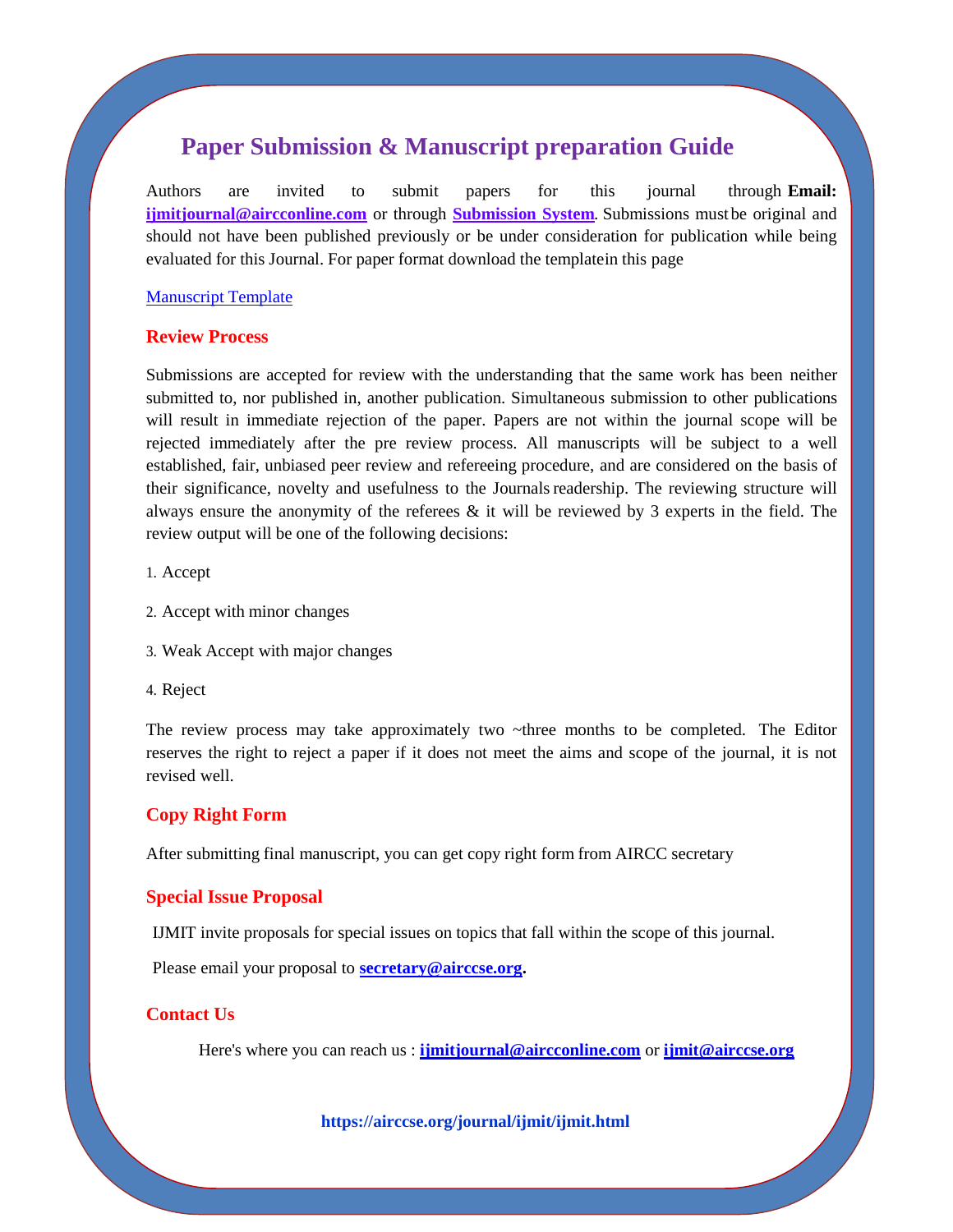# Paper Submission & Manuscript preparation Guide

Authors are invited to submit papers for this journal through **Email: ijmitjournal@aircconline.com** or through **Submission System**. Submissions must be original and should not have been published previously or be under consideration for publication while being evaluated for this Journal. For paper format download the templatein this page

Manuscript Template

## Review Process

Submissions are accepted for review with the understanding that the same work has been neither submitted to, nor published in, another publication. Simultaneous submission to other publications will result in immediate rejection of the paper. Papers are not within the journal scope will be rejected immediately after the pre review process. All manuscripts will be subject to a well established, fair, unbiased peer review and refereeing procedure, and are considered on the basis of their significance, novelty and usefulness to the Journals readership. The reviewing structure will always ensure the anonymity of the referees & it will be reviewed by 3 experts in the field. The review output will be one of the following decisions:

1. Accept
2. Accept with minor changes
3. Weak Accept with major changes
4. Reject

The review process may take approximately two ~three months to be completed. The Editor reserves the right to reject a paper if it does not meet the aims and scope of the journal, it is not revised well.

## Copy Right Form

After submitting final manuscript, you can get copy right form from AIRCC secretary

## Special Issue Proposal

IJMIT invite proposals for special issues on topics that fall within the scope of this journal.

Please email your proposal to **secretary@airccse.org.**

## Contact Us

Here's where you can reach us : **ijmitjournal@aircconline.com** or **ijmit@airccse.org**

**https://airccse.org/journal/ijmit/ijmit.html**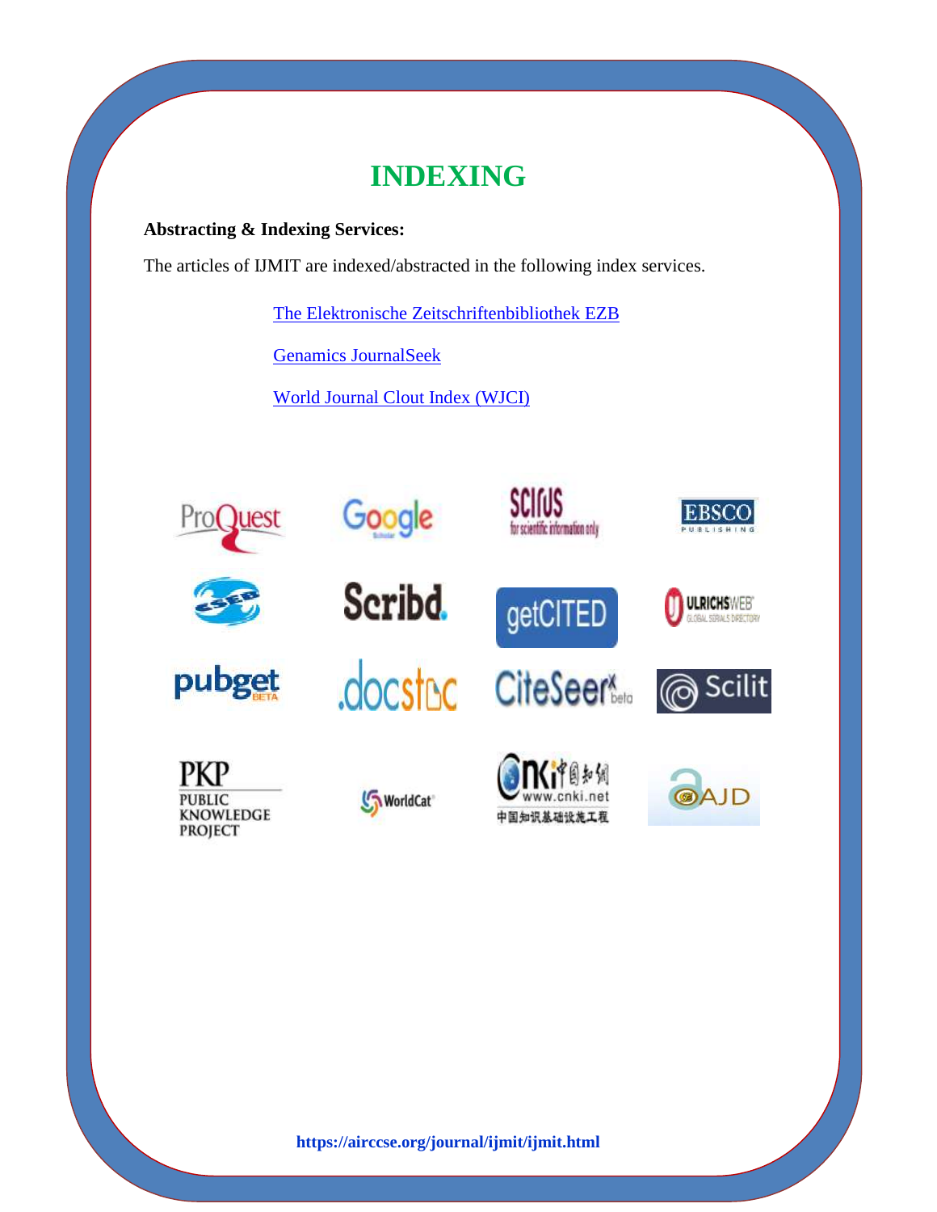# INDEXING

**Abstracting & Indexing Services:**

The articles of IJMIT are indexed/abstracted in the following index services.

The Elektronische Zeitschriftenbibliothek EZB

Genamics JournalSeek

World Journal Clout Index (WJCI)

**https://airccse.org/journal/ijmit/ijmit.html**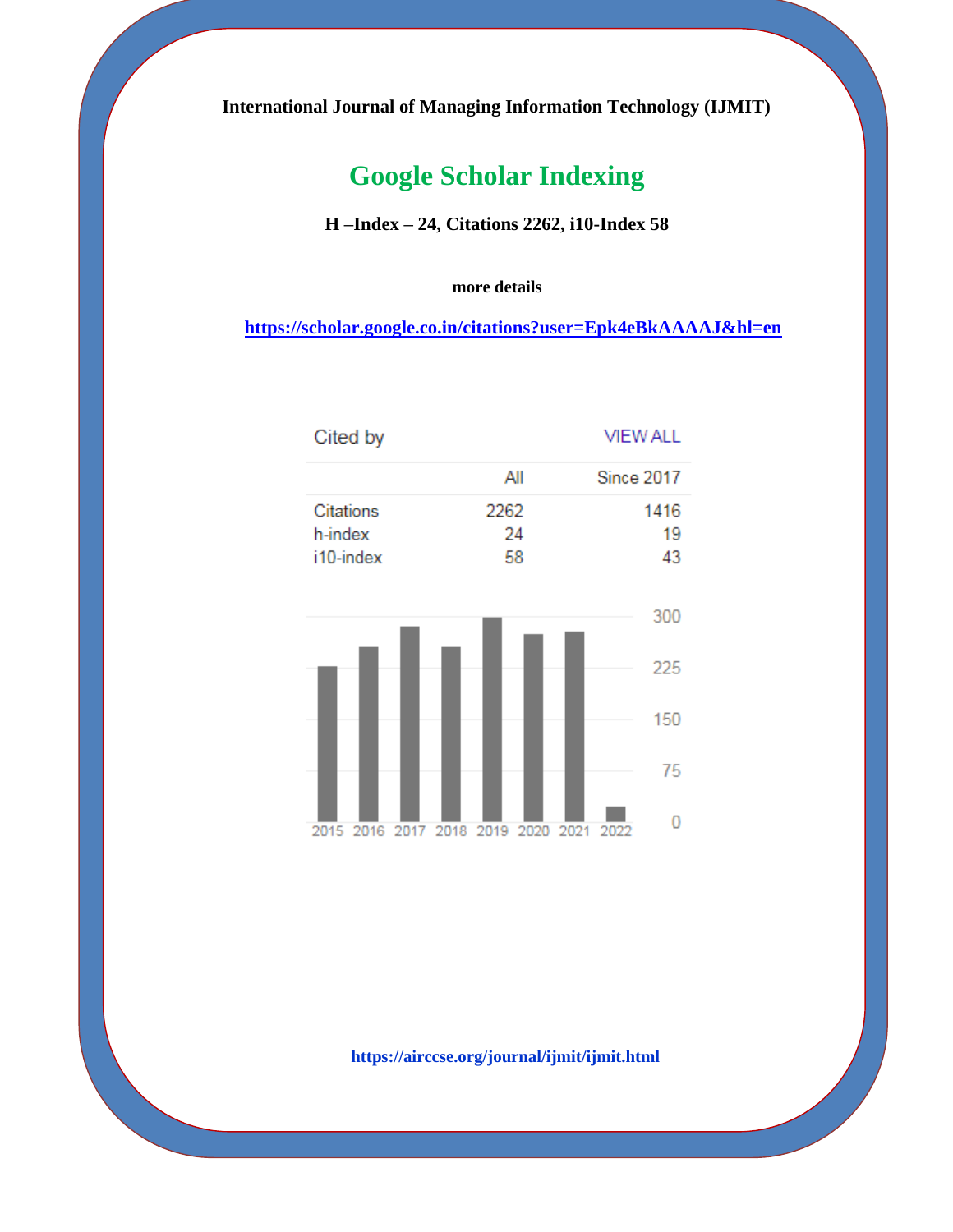**International Journal of Managing Information Technology (IJMIT)**

## Google Scholar Indexing

**H –Index – 24, Citations 2262, i10-Index 58**

**more details**

**https://scholar.google.co.in/citations?user=Epk4eBkAAAAJ&hl=en**

Cited by VIEW ALL

| | All | Since 2017 |
|---|---|---|
| Citations | 2262 | 1416 |
| h-index | 24 | 19 |
| i10-index | 58 | 43 |

**https://airccse.org/journal/ijmit/ijmit.html**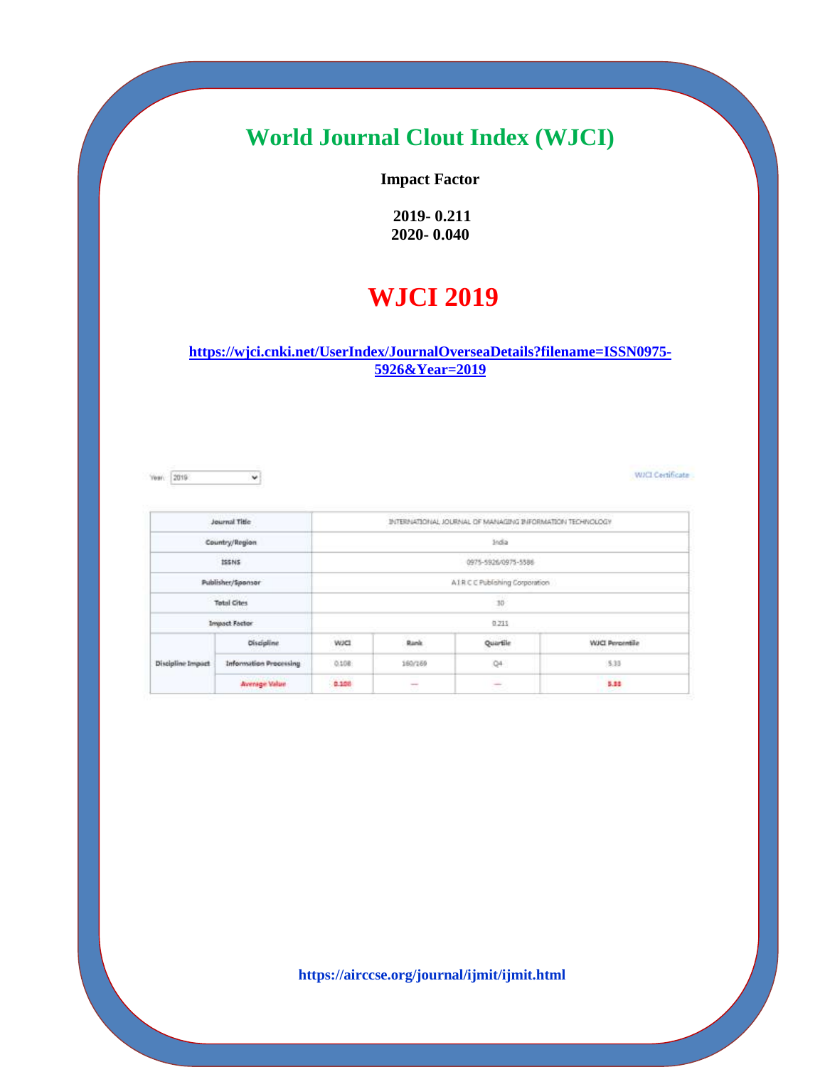# World Journal Clout Index (WJCI)

**Impact Factor**

**2019- 0.211**
**2020- 0.040**

## WJCI 2019

**https://wjci.cnki.net/UserIndex/JournalOverseaDetails?filename=ISSN0975-5926&Year=2019**

Year: 2019

WJCI Certificate

| Journal Title | | INTERNATIONAL JOURNAL OF MANAGING INFORMATION TECHNOLOGY | | | |
|---|---|---|---|---|---|
| Country/Region | | India | | | |
| ISSNS | | 0975-5926/0975-5586 | | | |
| Publisher/Sponsor | | A I R C C Publishing Corporation | | | |
| Total Cites | | 30 | | | |
| Impact Factor | | 0.211 | | | |
| Discipline Impact | Discipline | WJCI | Rank | Quartile | WJCI Percentile |
| | Information Processing | 0.108 | 160/169 | Q4 | 5.33 |
| | Average Value | 0.108 | — | — | 5.33 |

**https://airccse.org/journal/ijmit/ijmit.html**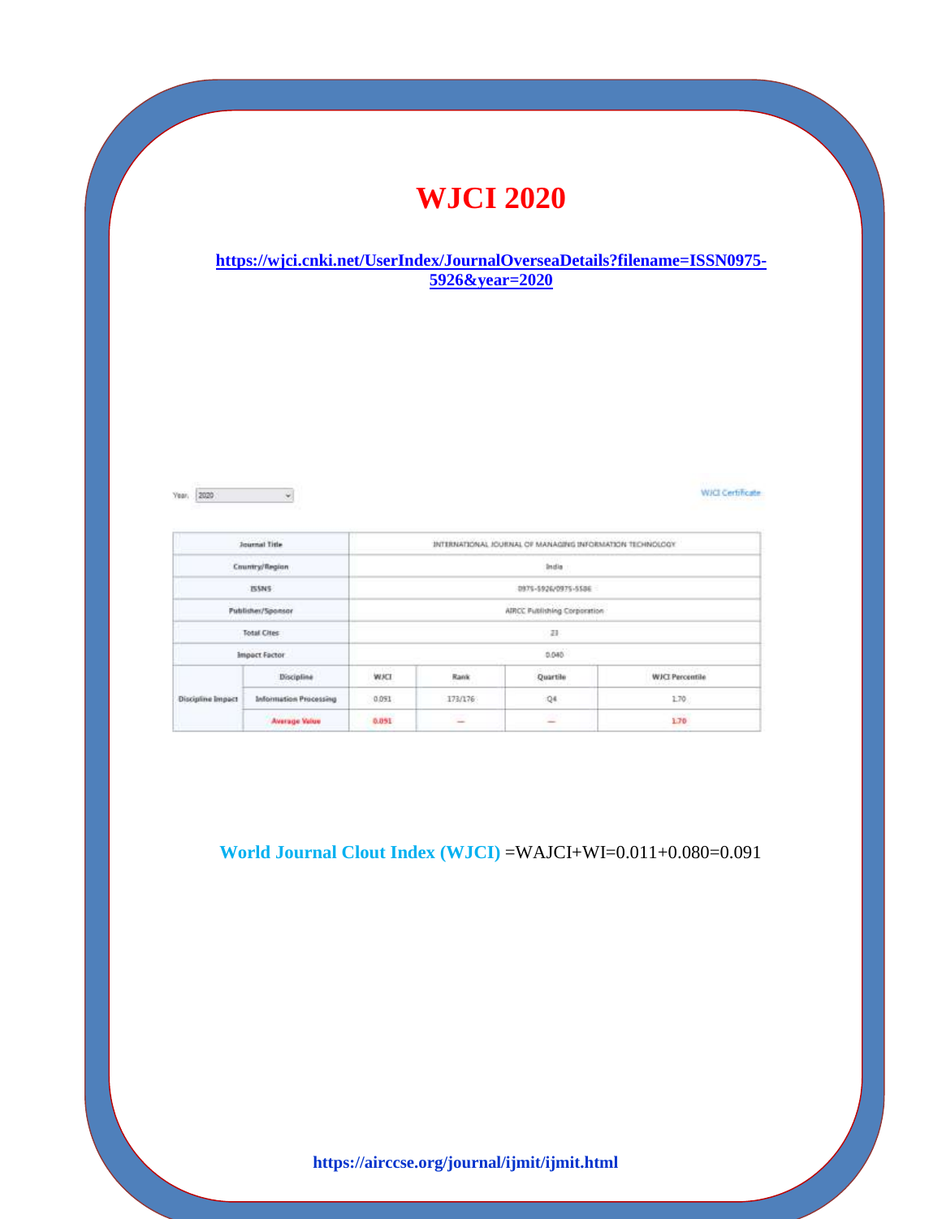# WJCI 2020

https://wjci.cnki.net/UserIndex/JournalOverseaDetails?filename=ISSN0975-5926&year=2020

Year: 2020

WJCI Certificate

| Journal Title | | INTERNATIONAL JOURNAL OF MANAGING INFORMATION TECHNOLOGY | | | |
|---|---|---|---|---|---|
| Country/Region | | India | | | |
| ISSNS | | 0975-5926/0975-5586 | | | |
| Publisher/Sponsor | | AIRCC Publishing Corporation | | | |
| Total Cites | | 23 | | | |
| Impact Factor | | 0.040 | | | |
| Discipline Impact | Discipline | WJCI | Rank | Quartile | WJCI Percentile |
| | Information Processing | 0.091 | 173/176 | Q4 | 1.70 |
| | Average Value | 0.091 | — | — | 1.70 |

**World Journal Clout Index (WJCI)** =WAJCI+WI=0.011+0.080=0.091

https://airccse.org/journal/ijmit/ijmit.html